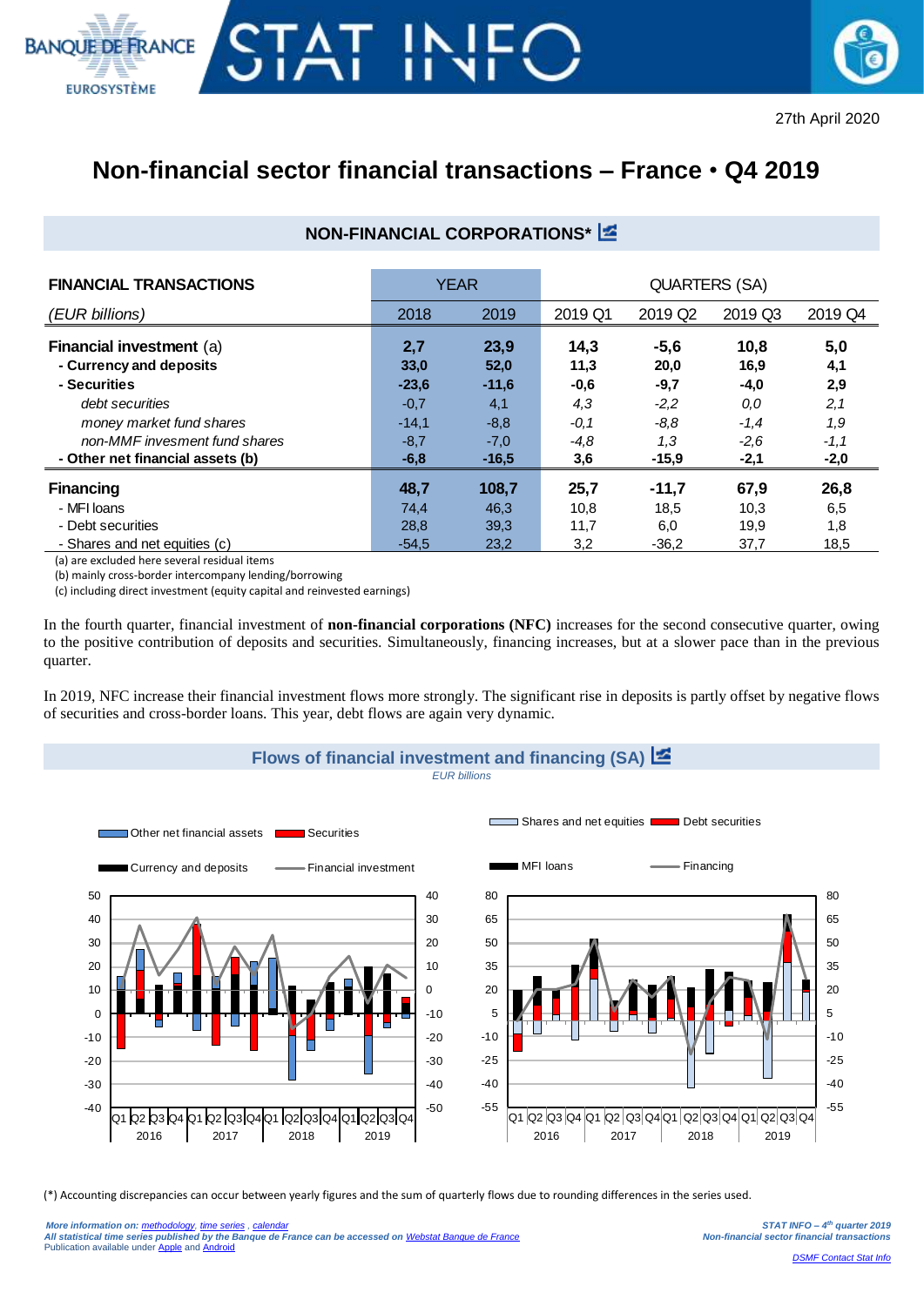27th April 2020

# Non-financial sector financial transactions – France • Q4 2019

## NON-FINANCIAL CORPORATIONS*

| FINANCIAL TRANSACTIONS | YEAR | | QUARTERS (SA) | | | |
|---|---|---|---|---|---|---|
| *(EUR billions)* | 2018 | 2019 | 2019 Q1 | 2019 Q2 | 2019 Q3 | 2019 Q4 |
| **Financial investment** (a) | **2,7** | **23,9** | **14,3** | **-5,6** | **10,8** | **5,0** |
| **- Currency and deposits** | **33,0** | **52,0** | **11,3** | **20,0** | **16,9** | **4,1** |
| **- Securities** | **-23,6** | **-11,6** | **-0,6** | **-9,7** | **-4,0** | **2,9** |
| *debt securities* | -0,7 | 4,1 | *4,3* | *-2,2* | *0,0* | *2,1* |
| *money market fund shares* | -14,1 | -8,8 | *-0,1* | *-8,8* | *-1,4* | *1,9* |
| *non-MMF invesment fund shares* | -8,7 | -7,0 | *-4,8* | *1,3* | *-2,6* | *-1,1* |
| **- Other net financial assets (b)** | **-6,8** | **-16,5** | **3,6** | **-15,9** | **-2,1** | **-2,0** |
| **Financing** | **48,7** | **108,7** | **25,7** | **-11,7** | **67,9** | **26,8** |
| - MFI loans | 74,4 | 46,3 | 10,8 | 18,5 | 10,3 | 6,5 |
| - Debt securities | 28,8 | 39,3 | 11,7 | 6,0 | 19,9 | 1,8 |
| - Shares and net equities (c) | -54,5 | 23,2 | 3,2 | -36,2 | 37,7 | 18,5 |

(a) are excluded here several residual items

(b) mainly cross-border intercompany lending/borrowing

(c) including direct investment (equity capital and reinvested earnings)

In the fourth quarter, financial investment of **non-financial corporations (NFC)** increases for the second consecutive quarter, owing to the positive contribution of deposits and securities. Simultaneously, financing increases, but at a slower pace than in the previous quarter.

In 2019, NFC increase their financial investment flows more strongly. The significant rise in deposits is partly offset by negative flows of securities and cross-border loans. This year, debt flows are again very dynamic.

## Flows of financial investment and financing (SA)

*EUR billions*

(*) Accounting discrepancies can occur between yearly figures and the sum of quarterly flows due to rounding differences in the series used.

*More information on: methodology, time series, calendar*
*All statistical time series published by the Banque de France can be accessed on Webstat Banque de France*
Publication available under Apple and Android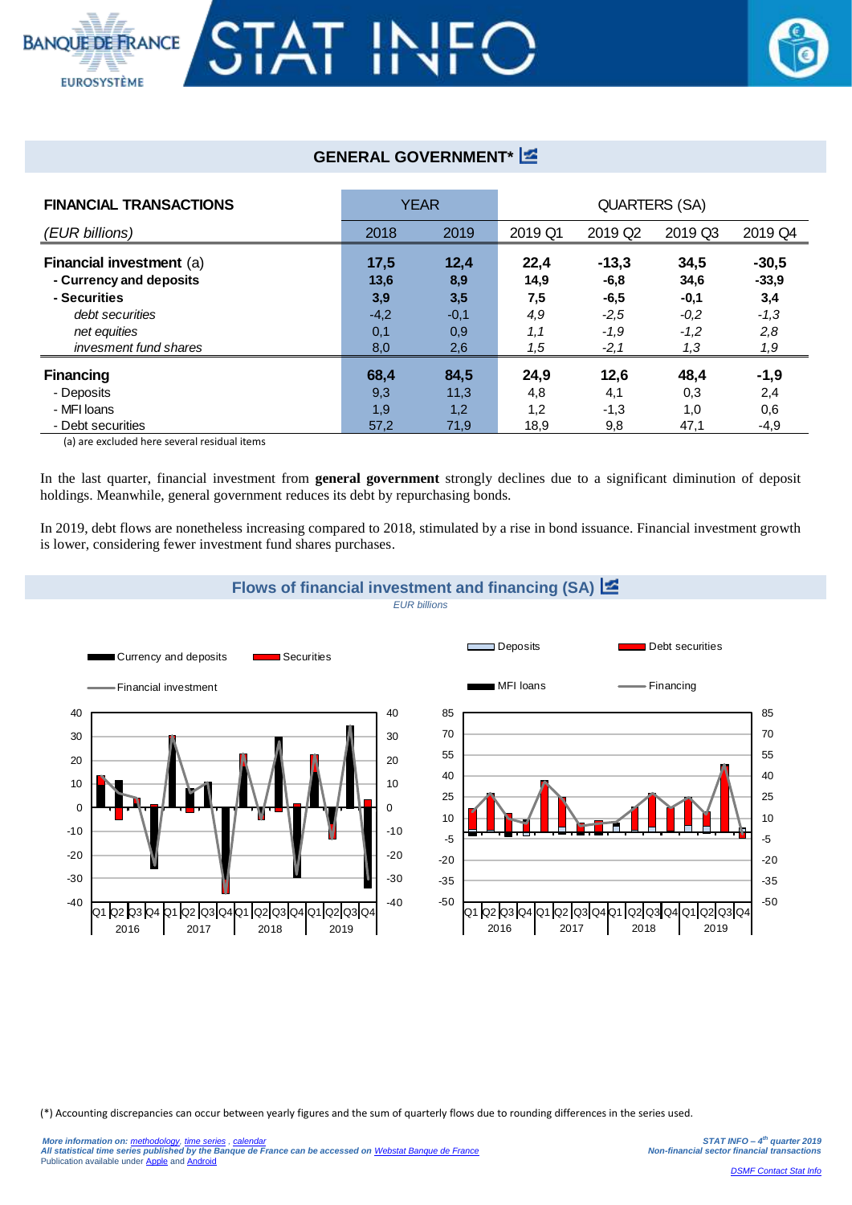## GENERAL GOVERNMENT*

| FINANCIAL TRANSACTIONS | YEAR | | QUARTERS (SA) | | | |
|---|---|---|---|---|---|---|
| *(EUR billions)* | 2018 | 2019 | 2019 Q1 | 2019 Q2 | 2019 Q3 | 2019 Q4 |
| **Financial investment** (a) | **17,5** | **12,4** | **22,4** | **-13,3** | **34,5** | **-30,5** |
| **- Currency and deposits** | **13,6** | **8,9** | **14,9** | **-6,8** | **34,6** | **-33,9** |
| **- Securities** | **3,9** | **3,5** | **7,5** | **-6,5** | **-0,1** | **3,4** |
| *debt securities* | -4,2 | -0,1 | *4,9* | *-2,5* | *-0,2* | *-1,3* |
| *net equities* | 0,1 | 0,9 | *1,1* | *-1,9* | *-1,2* | *2,8* |
| *invesment fund shares* | 8,0 | 2,6 | *1,5* | *-2,1* | *1,3* | *1,9* |
| **Financing** | **68,4** | **84,5** | **24,9** | **12,6** | **48,4** | **-1,9** |
| - Deposits | 9,3 | 11,3 | 4,8 | 4,1 | 0,3 | 2,4 |
| - MFI loans | 1,9 | 1,2 | 1,2 | -1,3 | 1,0 | 0,6 |
| - Debt securities | 57,2 | 71,9 | 18,9 | 9,8 | 47,1 | -4,9 |

(a) are excluded here several residual items

In the last quarter, financial investment from **general government** strongly declines due to a significant diminution of deposit holdings. Meanwhile, general government reduces its debt by repurchasing bonds.

In 2019, debt flows are nonetheless increasing compared to 2018, stimulated by a rise in bond issuance. Financial investment growth is lower, considering fewer investment fund shares purchases.

### Flows of financial investment and financing (SA)

*EUR billions*

(*) Accounting discrepancies can occur between yearly figures and the sum of quarterly flows due to rounding differences in the series used.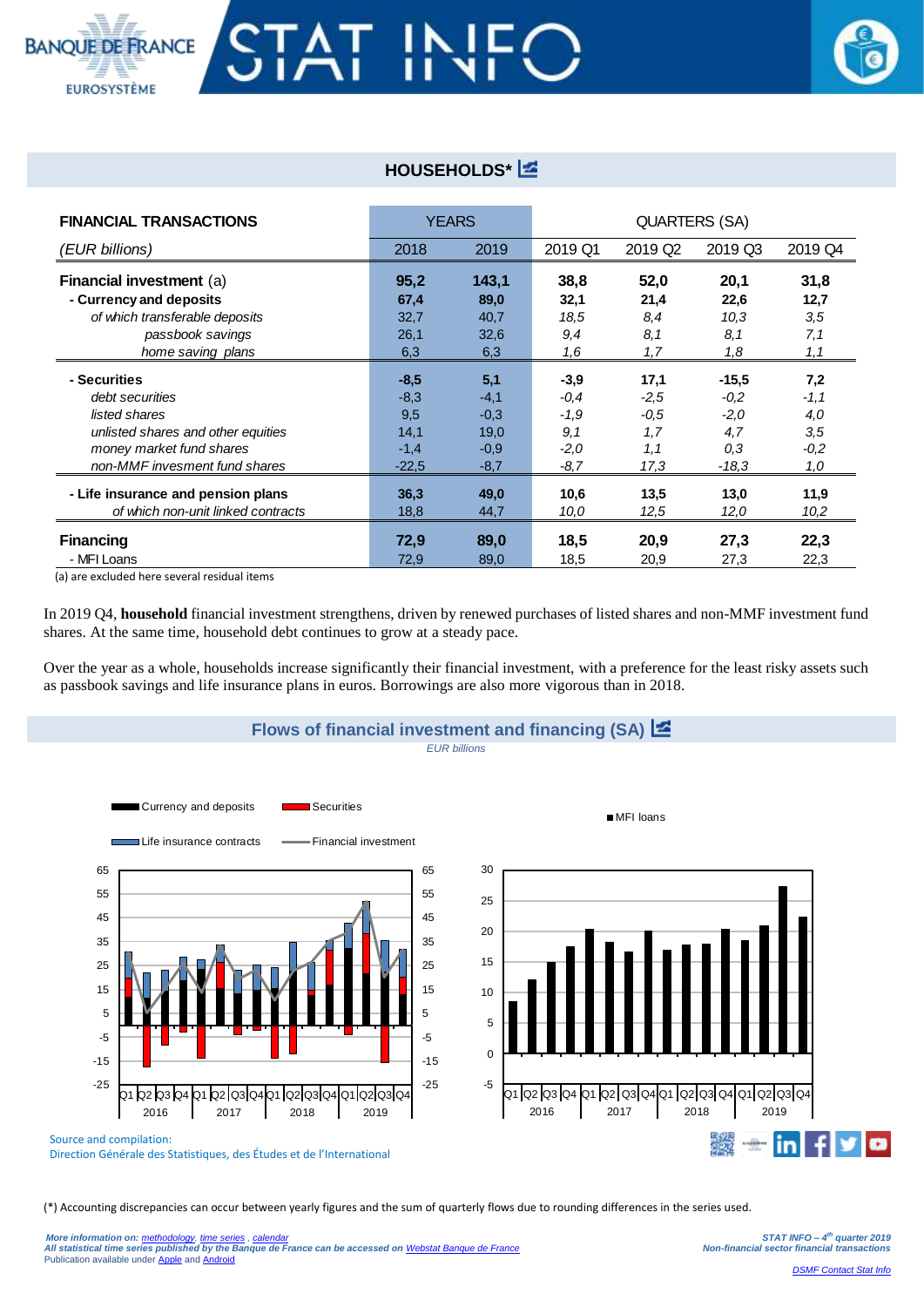# HOUSEHOLDS*

| FINANCIAL TRANSACTIONS | YEARS | | QUARTERS (SA) | | | |
|---|---|---|---|---|---|---|
| *(EUR billions)* | 2018 | 2019 | 2019 Q1 | 2019 Q2 | 2019 Q3 | 2019 Q4 |
| **Financial investment** (a) | **95,2** | **143,1** | **38,8** | **52,0** | **20,1** | **31,8** |
| **- Currency and deposits** | **67,4** | **89,0** | **32,1** | **21,4** | **22,6** | **12,7** |
| *of which transferable deposits* | 32,7 | 40,7 | *18,5* | *8,4* | *10,3* | *3,5* |
| *passbook savings* | 26,1 | 32,6 | *9,4* | *8,1* | *8,1* | *7,1* |
| *home saving plans* | 6,3 | 6,3 | *1,6* | *1,7* | *1,8* | *1,1* |
| **- Securities** | **-8,5** | **5,1** | **-3,9** | **17,1** | **-15,5** | **7,2** |
| *debt securities* | -8,3 | -4,1 | *-0,4* | *-2,5* | *-0,2* | *-1,1* |
| *listed shares* | 9,5 | -0,3 | *-1,9* | *-0,5* | *-2,0* | *4,0* |
| *unlisted shares and other equities* | 14,1 | 19,0 | *9,1* | *1,7* | *4,7* | *3,5* |
| *money market fund shares* | -1,4 | -0,9 | *-2,0* | *1,1* | *0,3* | *-0,2* |
| *non-MMF investment fund shares* | -22,5 | -8,7 | *-8,7* | *17,3* | *-18,3* | *1,0* |
| **- Life insurance and pension plans** | **36,3** | **49,0** | **10,6** | **13,5** | **13,0** | **11,9** |
| *of which non-unit linked contracts* | 18,8 | 44,7 | *10,0* | *12,5* | *12,0* | *10,2* |
| **Financing** | **72,9** | **89,0** | **18,5** | **20,9** | **27,3** | **22,3** |
| - MFI Loans | 72,9 | 89,0 | 18,5 | 20,9 | 27,3 | 22,3 |

(a) are excluded here several residual items

In 2019 Q4, **household** financial investment strengthens, driven by renewed purchases of listed shares and non-MMF investment fund shares. At the same time, household debt continues to grow at a steady pace.

Over the year as a whole, households increase significantly their financial investment, with a preference for the least risky assets such as passbook savings and life insurance plans in euros. Borrowings are also more vigorous than in 2018.

## Flows of financial investment and financing (SA)

*EUR billions*

Currency and deposits
Securities
Life insurance contracts
Financial investment

65
55
45
35
25
15
5
-5
-15
-25

Q1 Q2 Q3 Q4 Q1 Q2 Q3 Q4 Q1 Q2 Q3 Q4 Q1 Q2 Q3 Q4
2016 2017 2018 2019

MFI loans

30
25
20
15
10
5
0
-5

Q1 Q2 Q3 Q4 Q1 Q2 Q3 Q4 Q1 Q2 Q3 Q4 Q1 Q2 Q3 Q4
2016 2017 2018 2019

Source and compilation:
Direction Générale des Statistiques, des Études et de l'International

(*) Accounting discrepancies can occur between yearly figures and the sum of quarterly flows due to rounding differences in the series used.

*More information on: methodology, time series, calendar*
*All statistical time series published by the Banque de France can be accessed on Webstat Banque de France*
Publication available under Apple and Android

*STAT INFO – 4th quarter 2019*
*Non-financial sector financial transactions*

*DSMF Contact Stat Info*